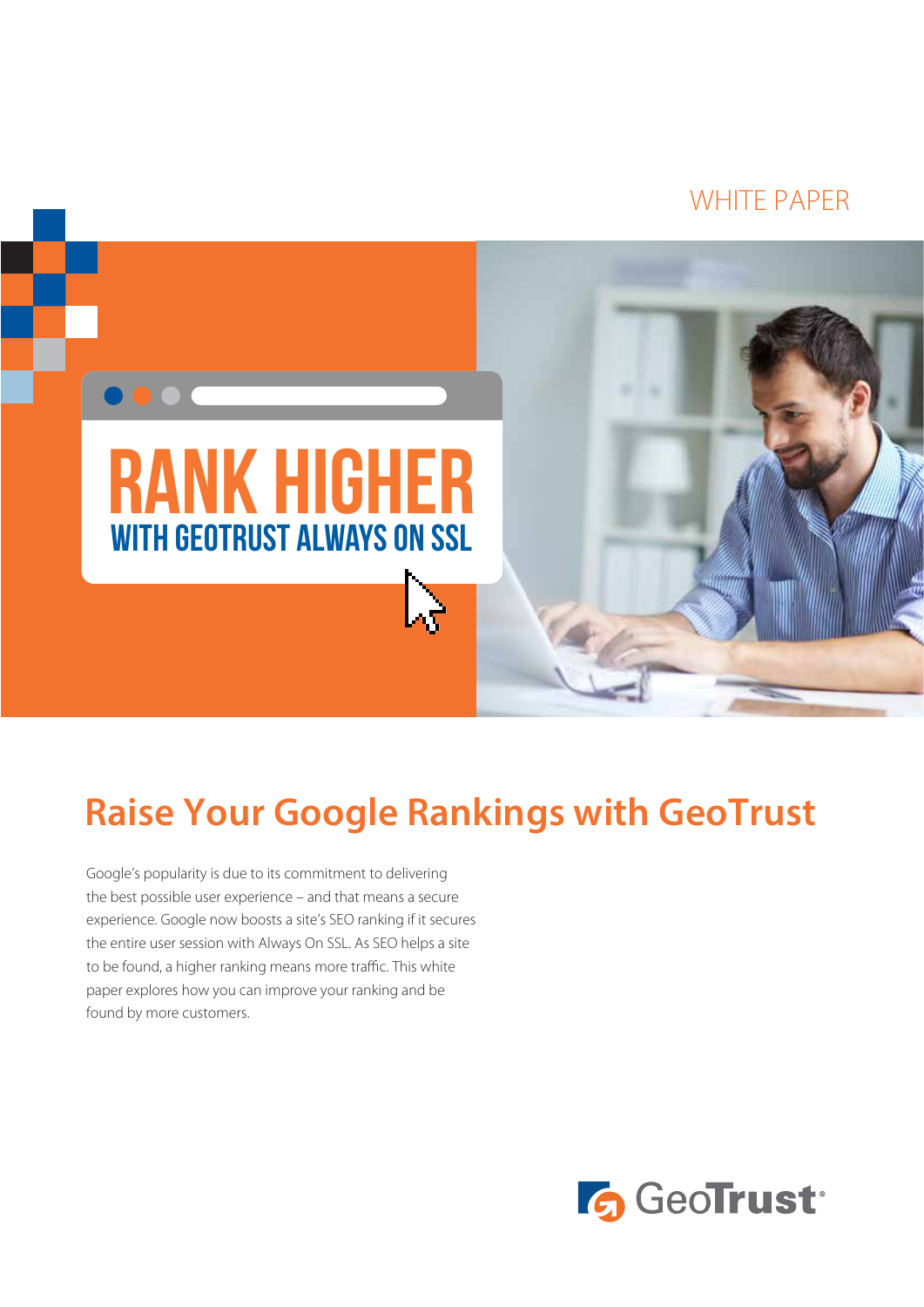WHITE PAPER

# RANK HIGHER

## WITH GEOTRUST ALWAYS ON SSL

## Raise Your Google Rankings with GeoTrust

Google's popularity is due to its commitment to delivering the best possible user experience – and that means a secure experience. Google now boosts a site's SEO ranking if it secures the entire user session with Always On SSL. As SEO helps a site to be found, a higher ranking means more traffic. This white paper explores how you can improve your ranking and be found by more customers.

GeoTrust®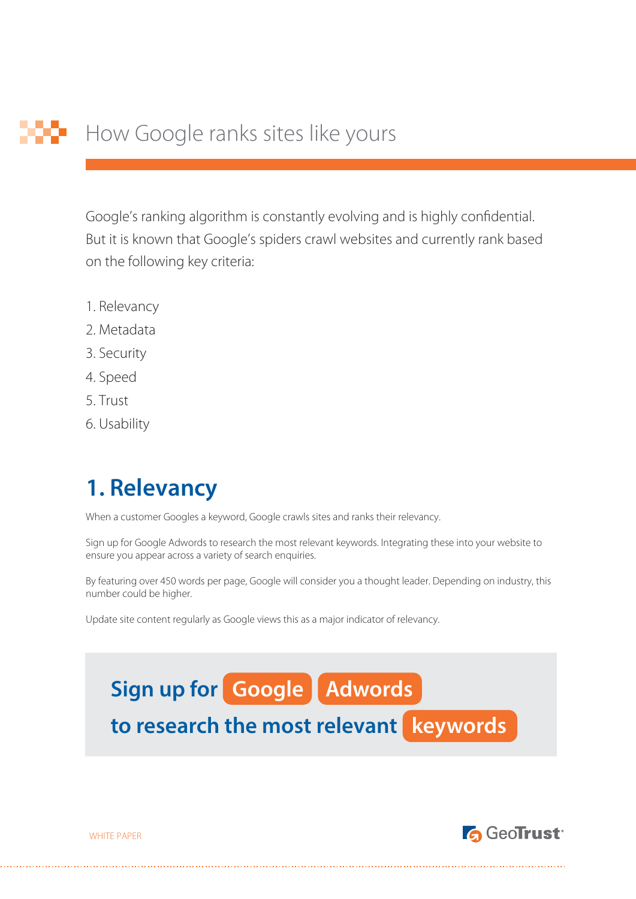# How Google ranks sites like yours

Google's ranking algorithm is constantly evolving and is highly confidential. But it is known that Google's spiders crawl websites and currently rank based on the following key criteria:

1. Relevancy
2. Metadata
3. Security
4. Speed
5. Trust
6. Usability

## 1. Relevancy

When a customer Googles a keyword, Google crawls sites and ranks their relevancy.

Sign up for Google Adwords to research the most relevant keywords. Integrating these into your website to ensure you appear across a variety of search enquiries.

By featuring over 450 words per page, Google will consider you a thought leader. Depending on industry, this number could be higher.

Update site content regularly as Google views this as a major indicator of relevancy.

**Sign up for Google Adwords to research the most relevant keywords**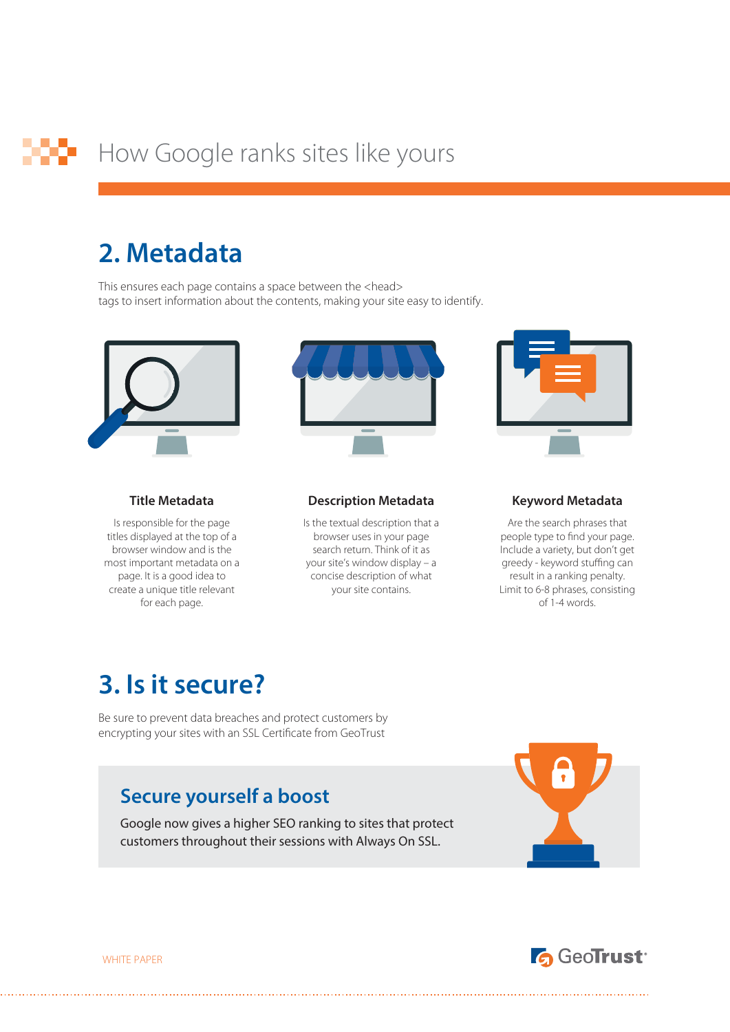# How Google ranks sites like yours

## 2. Metadata

This ensures each page contains a space between the <head> tags to insert information about the contents, making your site easy to identify.

### Title Metadata

Is responsible for the page titles displayed at the top of a browser window and is the most important metadata on a page. It is a good idea to create a unique title relevant for each page.

### Description Metadata

Is the textual description that a browser uses in your page search return. Think of it as your site's window display – a concise description of what your site contains.

### Keyword Metadata

Are the search phrases that people type to find your page. Include a variety, but don't get greedy - keyword stuffing can result in a ranking penalty. Limit to 6-8 phrases, consisting of 1-4 words.

## 3. Is it secure?

Be sure to prevent data breaches and protect customers by encrypting your sites with an SSL Certificate from GeoTrust

### Secure yourself a boost

Google now gives a higher SEO ranking to sites that protect customers throughout their sessions with Always On SSL.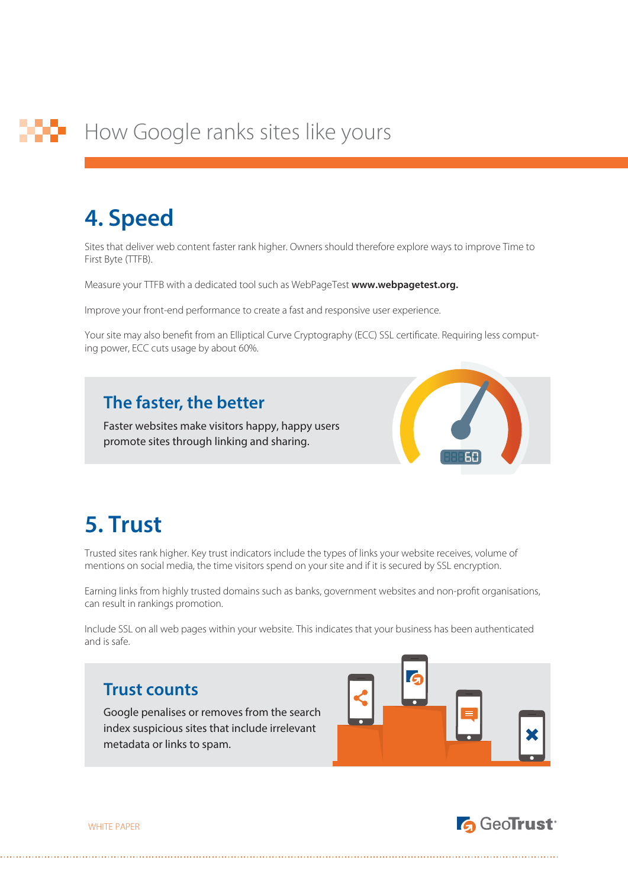# How Google ranks sites like yours

## 4. Speed

Sites that deliver web content faster rank higher. Owners should therefore explore ways to improve Time to First Byte (TTFB).

Measure your TTFB with a dedicated tool such as WebPageTest **www.webpagetest.org.**

Improve your front-end performance to create a fast and responsive user experience.

Your site may also benefit from an Elliptical Curve Cryptography (ECC) SSL certificate. Requiring less computing power, ECC cuts usage by about 60%.

### The faster, the better

Faster websites make visitors happy, happy users promote sites through linking and sharing.

## 5. Trust

Trusted sites rank higher. Key trust indicators include the types of links your website receives, volume of mentions on social media, the time visitors spend on your site and if it is secured by SSL encryption.

Earning links from highly trusted domains such as banks, government websites and non-profit organisations, can result in rankings promotion.

Include SSL on all web pages within your website. This indicates that your business has been authenticated and is safe.

### Trust counts

Google penalises or removes from the search index suspicious sites that include irrelevant metadata or links to spam.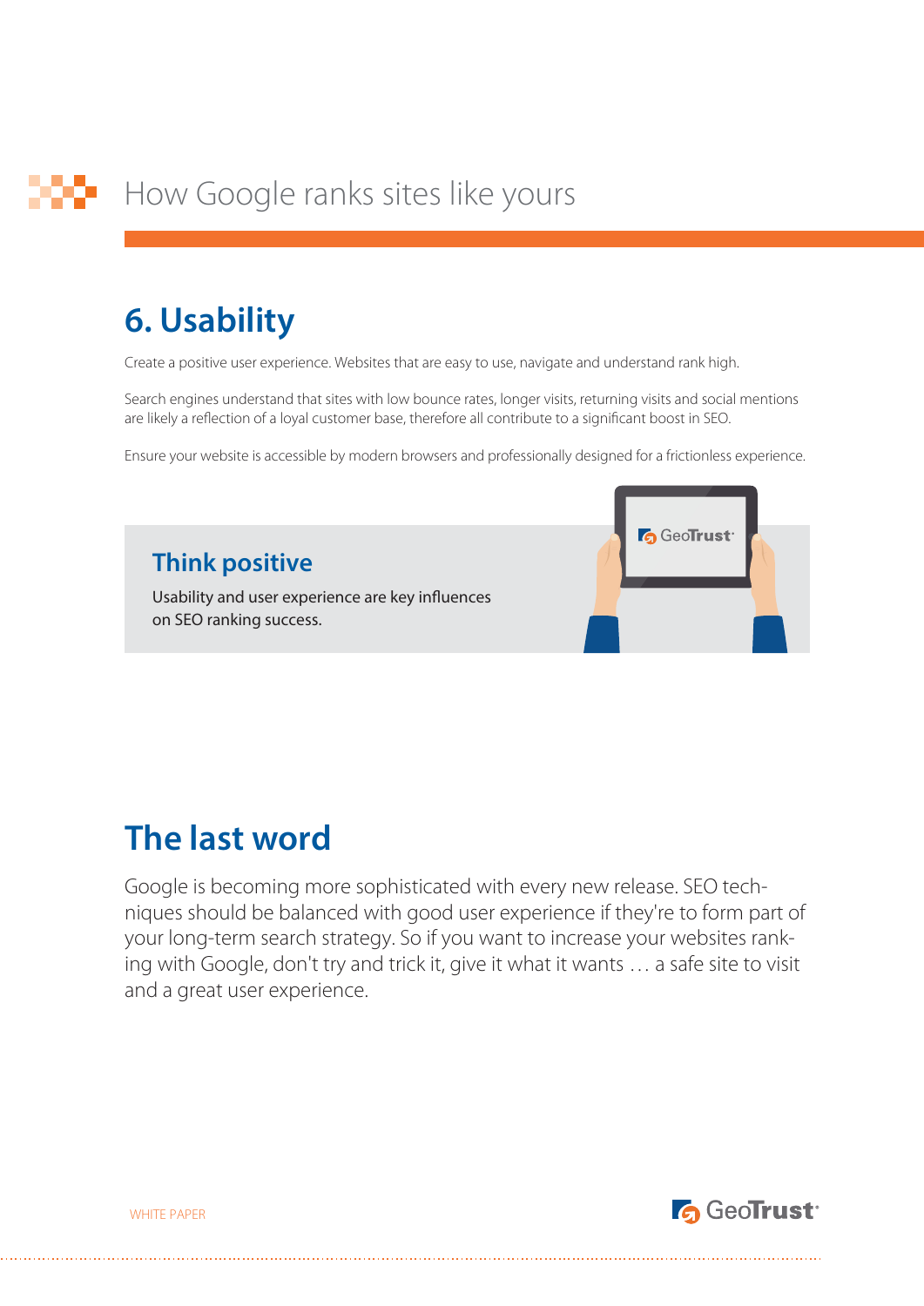# How Google ranks sites like yours

## 6. Usability

Create a positive user experience. Websites that are easy to use, navigate and understand rank high.

Search engines understand that sites with low bounce rates, longer visits, returning visits and social mentions are likely a reflection of a loyal customer base, therefore all contribute to a significant boost in SEO.

Ensure your website is accessible by modern browsers and professionally designed for a frictionless experience.

### Think positive

Usability and user experience are key influences on SEO ranking success.

## The last word

Google is becoming more sophisticated with every new release. SEO techniques should be balanced with good user experience if they're to form part of your long-term search strategy. So if you want to increase your websites ranking with Google, don't try and trick it, give it what it wants … a safe site to visit and a great user experience.